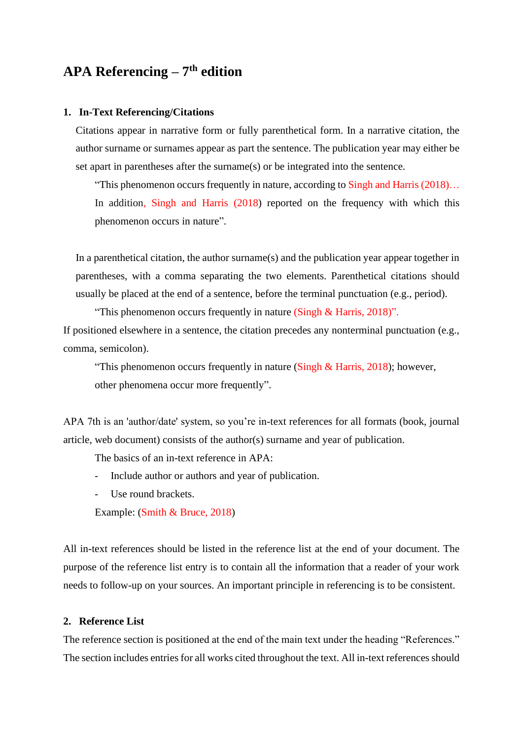# APA Referencing – 7th edition

## 1. In-Text Referencing/Citations

Citations appear in narrative form or fully parenthetical form. In a narrative citation, the author surname or surnames appear as part the sentence. The publication year may either be set apart in parentheses after the surname(s) or be integrated into the sentence.

> "This phenomenon occurs frequently in nature, according to Singh and Harris (2018)… In addition, Singh and Harris (2018) reported on the frequency with which this phenomenon occurs in nature".

In a parenthetical citation, the author surname(s) and the publication year appear together in parentheses, with a comma separating the two elements. Parenthetical citations should usually be placed at the end of a sentence, before the terminal punctuation (e.g., period).

> "This phenomenon occurs frequently in nature (Singh & Harris, 2018)".

If positioned elsewhere in a sentence, the citation precedes any nonterminal punctuation (e.g., comma, semicolon).

> "This phenomenon occurs frequently in nature (Singh & Harris, 2018); however, other phenomena occur more frequently".

APA 7th is an 'author/date' system, so you're in-text references for all formats (book, journal article, web document) consists of the author(s) surname and year of publication.

The basics of an in-text reference in APA:

- Include author or authors and year of publication.
- Use round brackets.

Example: (Smith & Bruce, 2018)

All in-text references should be listed in the reference list at the end of your document. The purpose of the reference list entry is to contain all the information that a reader of your work needs to follow-up on your sources. An important principle in referencing is to be consistent.

## 2. Reference List

The reference section is positioned at the end of the main text under the heading "References." The section includes entries for all works cited throughout the text. All in-text references should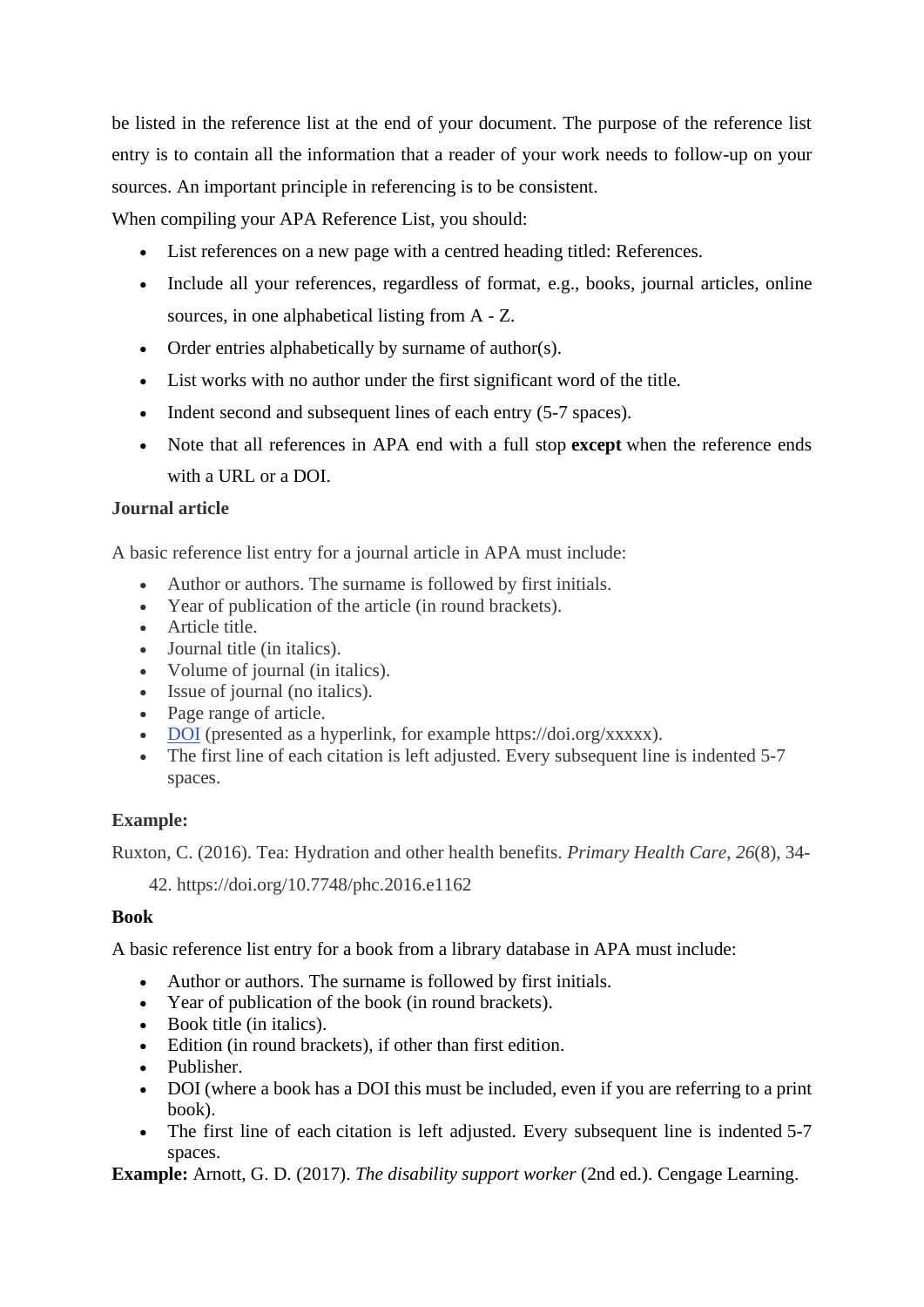be listed in the reference list at the end of your document. The purpose of the reference list entry is to contain all the information that a reader of your work needs to follow-up on your sources. An important principle in referencing is to be consistent.

When compiling your APA Reference List, you should:

- List references on a new page with a centred heading titled: References.
- Include all your references, regardless of format, e.g., books, journal articles, online sources, in one alphabetical listing from A - Z.
- Order entries alphabetically by surname of author(s).
- List works with no author under the first significant word of the title.
- Indent second and subsequent lines of each entry (5-7 spaces).
- Note that all references in APA end with a full stop **except** when the reference ends with a URL or a DOI.

**Journal article**

A basic reference list entry for a journal article in APA must include:

- Author or authors. The surname is followed by first initials.
- Year of publication of the article (in round brackets).
- Article title.
- Journal title (in italics).
- Volume of journal (in italics).
- Issue of journal (no italics).
- Page range of article.
- DOI (presented as a hyperlink, for example https://doi.org/xxxxx).
- The first line of each citation is left adjusted. Every subsequent line is indented 5-7 spaces.

**Example:**

Ruxton, C. (2016). Tea: Hydration and other health benefits. *Primary Health Care*, *26*(8), 34-42. https://doi.org/10.7748/phc.2016.e1162

**Book**

A basic reference list entry for a book from a library database in APA must include:

- Author or authors. The surname is followed by first initials.
- Year of publication of the book (in round brackets).
- Book title (in italics).
- Edition (in round brackets), if other than first edition.
- Publisher.
- DOI (where a book has a DOI this must be included, even if you are referring to a print book).
- The first line of each citation is left adjusted. Every subsequent line is indented 5-7 spaces.

**Example:** Arnott, G. D. (2017). *The disability support worker* (2nd ed.). Cengage Learning.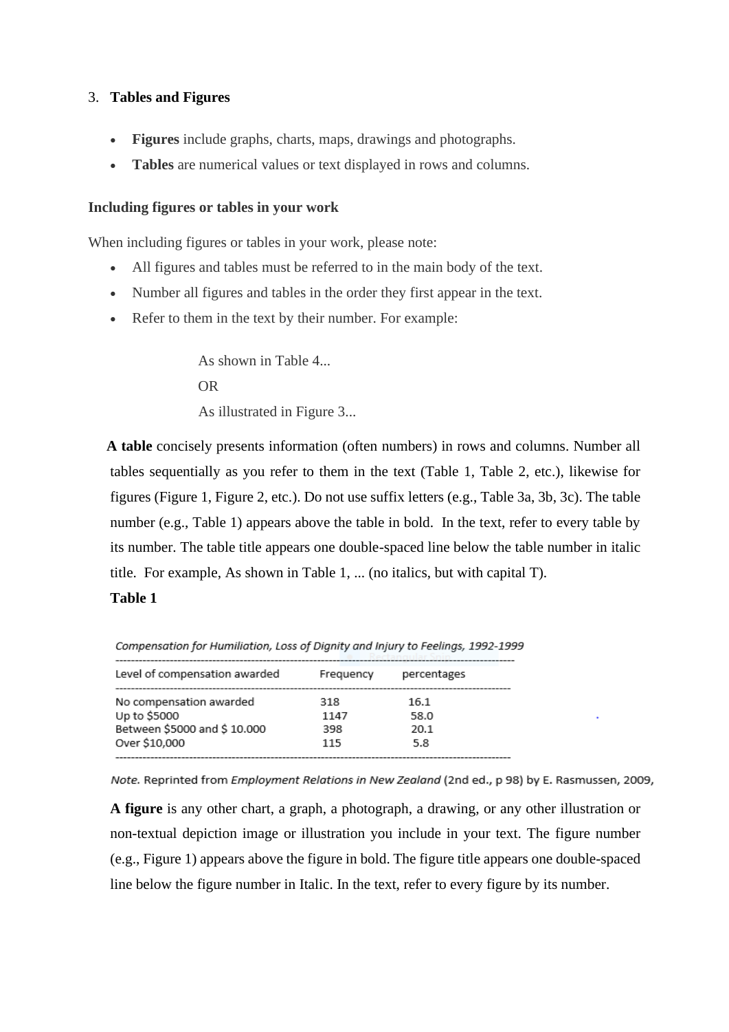3. **Tables and Figures**

- **Figures** include graphs, charts, maps, drawings and photographs.
- **Tables** are numerical values or text displayed in rows and columns.

**Including figures or tables in your work**

When including figures or tables in your work, please note:

- All figures and tables must be referred to in the main body of the text.
- Number all figures and tables in the order they first appear in the text.
- Refer to them in the text by their number. For example:

> As shown in Table 4...
> OR
> As illustrated in Figure 3...

**A table** concisely presents information (often numbers) in rows and columns. Number all tables sequentially as you refer to them in the text (Table 1, Table 2, etc.), likewise for figures (Figure 1, Figure 2, etc.). Do not use suffix letters (e.g., Table 3a, 3b, 3c). The table number (e.g., Table 1) appears above the table in bold. In the text, refer to every table by its number. The table title appears one double-spaced line below the table number in italic title. For example, As shown in Table 1, ... (no italics, but with capital T).

**Table 1**

*Compensation for Humiliation, Loss of Dignity and Injury to Feelings, 1992-1999*

| Level of compensation awarded | Frequency | percentages |
|---|---|---|
| No compensation awarded | 318 | 16.1 |
| Up to $5000 | 1147 | 58.0 |
| Between $5000 and $ 10.000 | 398 | 20.1 |
| Over $10,000 | 115 | 5.8 |

*Note.* Reprinted from *Employment Relations in New Zealand* (2nd ed., p 98) by E. Rasmussen, 2009,

**A figure** is any other chart, a graph, a photograph, a drawing, or any other illustration or non-textual depiction image or illustration you include in your text. The figure number (e.g., Figure 1) appears above the figure in bold. The figure title appears one double-spaced line below the figure number in Italic. In the text, refer to every figure by its number.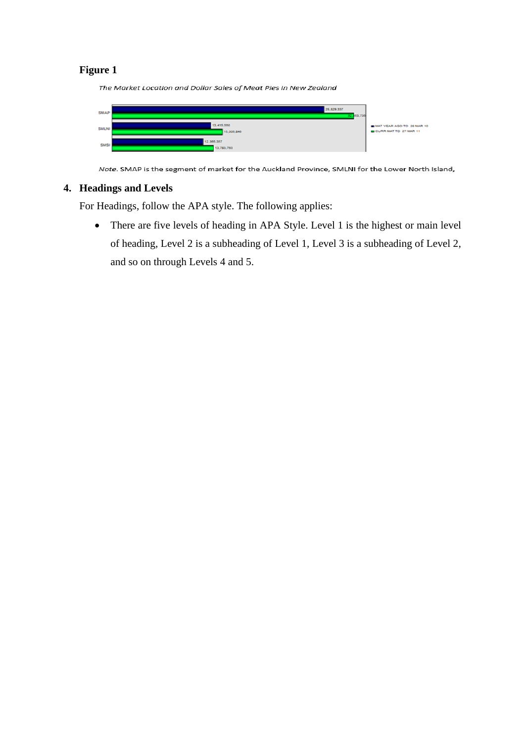**Figure 1**

*The Market Location and Dollar Sales of Meat Pies in New Zealand*

SMAP
28,829,337
32,063,735
SMLNI
13,415,550
15,005,846
SMSI
12,365,357
13,783,783
MAT YEAR AGO TO 28 MAR 10
CURR MAT TO 27 MAR 11

*Note.* SMAP is the segment of market for the Auckland Province, SMLNI for the Lower North Island,

## 4. Headings and Levels

For Headings, follow the APA style. The following applies:

- There are five levels of heading in APA Style. Level 1 is the highest or main level of heading, Level 2 is a subheading of Level 1, Level 3 is a subheading of Level 2, and so on through Levels 4 and 5.